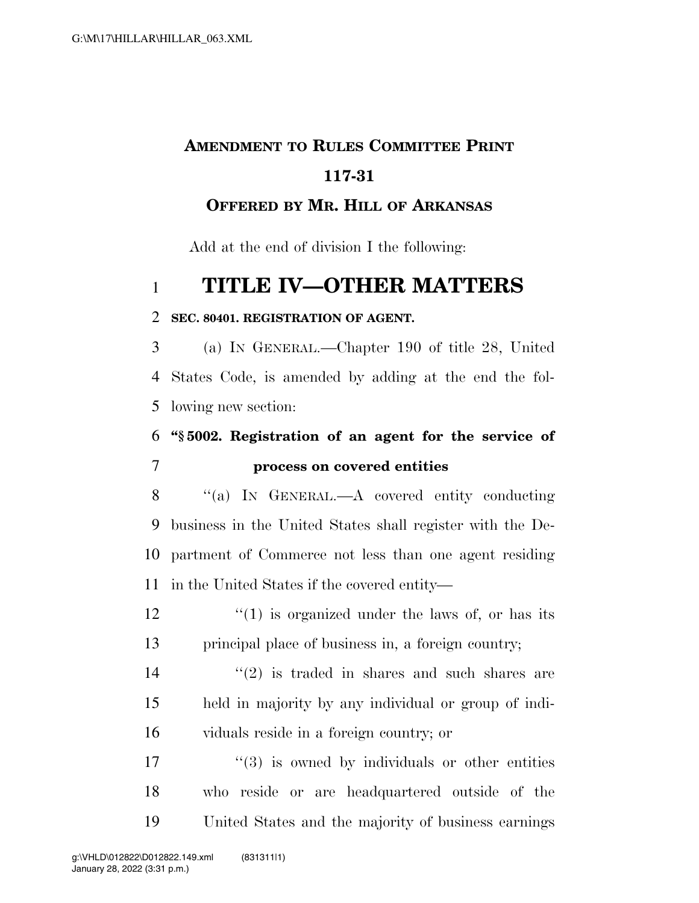**AMENDMENT TO RULES COMMITTEE PRINT 117-31**

**OFFERED BY MR. HILL OF ARKANSAS**

Add at the end of division I the following:

# TITLE IV—OTHER MATTERS

**SEC. 80401. REGISTRATION OF AGENT.**

(a) IN GENERAL.—Chapter 190 of title 28, United States Code, is amended by adding at the end the following new section:

**"§ 5002. Registration of an agent for the service of process on covered entities**

"(a) IN GENERAL.—A covered entity conducting business in the United States shall register with the Department of Commerce not less than one agent residing in the United States if the covered entity—

"(1) is organized under the laws of, or has its principal place of business in, a foreign country;

"(2) is traded in shares and such shares are held in majority by any individual or group of individuals reside in a foreign country; or

"(3) is owned by individuals or other entities who reside or are headquartered outside of the United States and the majority of business earnings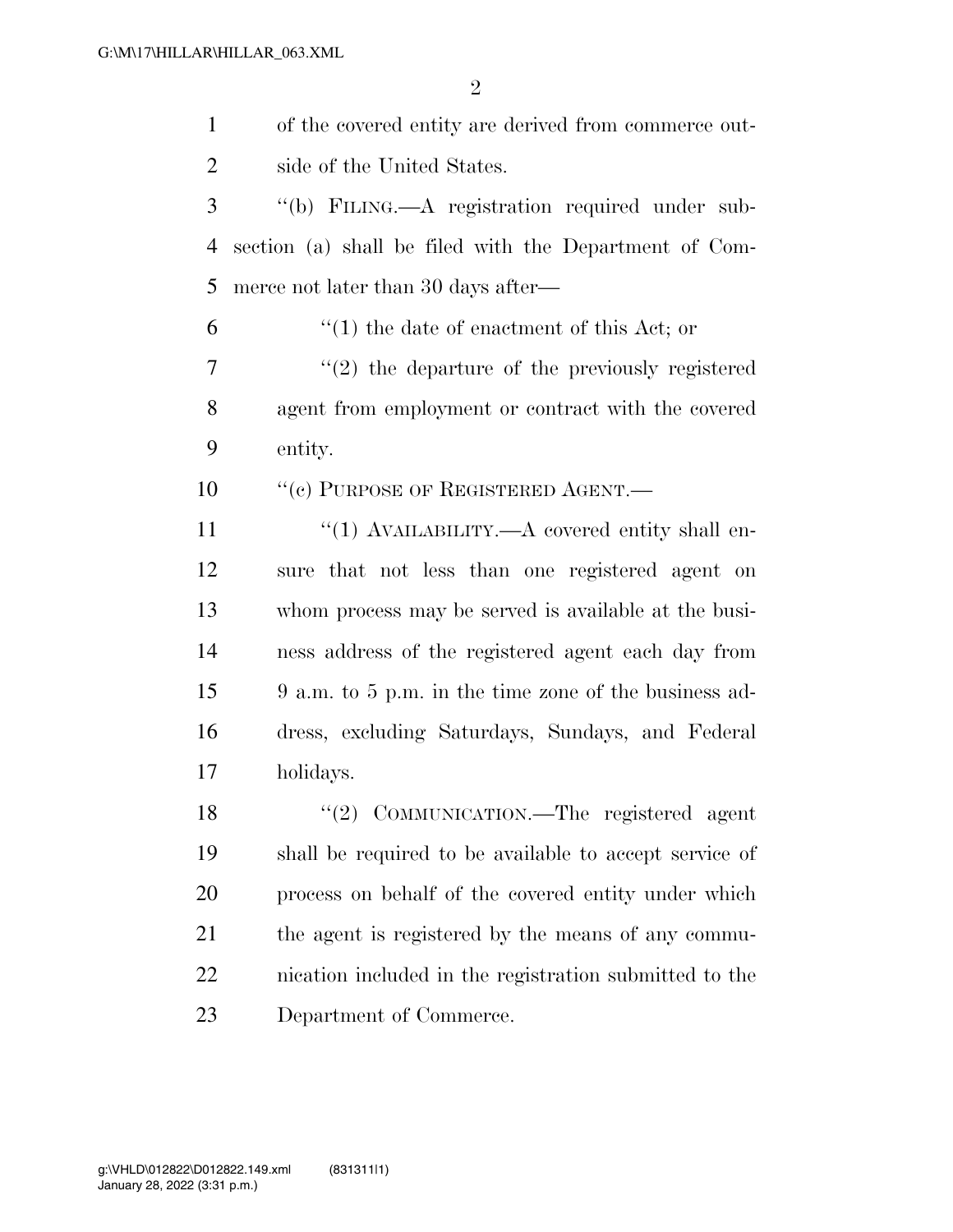of the covered entity are derived from commerce outside of the United States.

"(b) FILING.—A registration required under subsection (a) shall be filed with the Department of Commerce not later than 30 days after—

"(1) the date of enactment of this Act; or

"(2) the departure of the previously registered agent from employment or contract with the covered entity.

"(c) PURPOSE OF REGISTERED AGENT.—

"(1) AVAILABILITY.—A covered entity shall ensure that not less than one registered agent on whom process may be served is available at the business address of the registered agent each day from 9 a.m. to 5 p.m. in the time zone of the business address, excluding Saturdays, Sundays, and Federal holidays.

"(2) COMMUNICATION.—The registered agent shall be required to be available to accept service of process on behalf of the covered entity under which the agent is registered by the means of any communication included in the registration submitted to the Department of Commerce.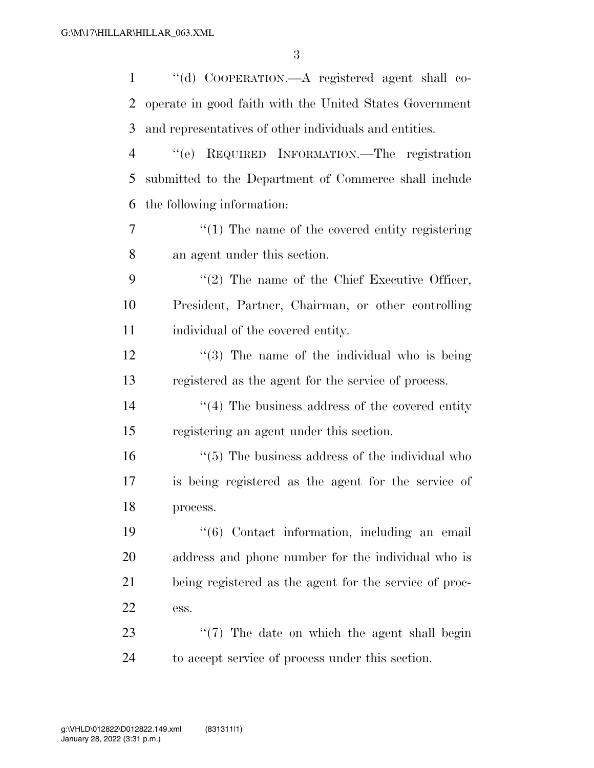"(d) COOPERATION.—A registered agent shall cooperate in good faith with the United States Government and representatives of other individuals and entities.

"(e) REQUIRED INFORMATION.—The registration submitted to the Department of Commerce shall include the following information:

"(1) The name of the covered entity registering an agent under this section.

"(2) The name of the Chief Executive Officer, President, Partner, Chairman, or other controlling individual of the covered entity.

"(3) The name of the individual who is being registered as the agent for the service of process.

"(4) The business address of the covered entity registering an agent under this section.

"(5) The business address of the individual who is being registered as the agent for the service of process.

"(6) Contact information, including an email address and phone number for the individual who is being registered as the agent for the service of process.

"(7) The date on which the agent shall begin to accept service of process under this section.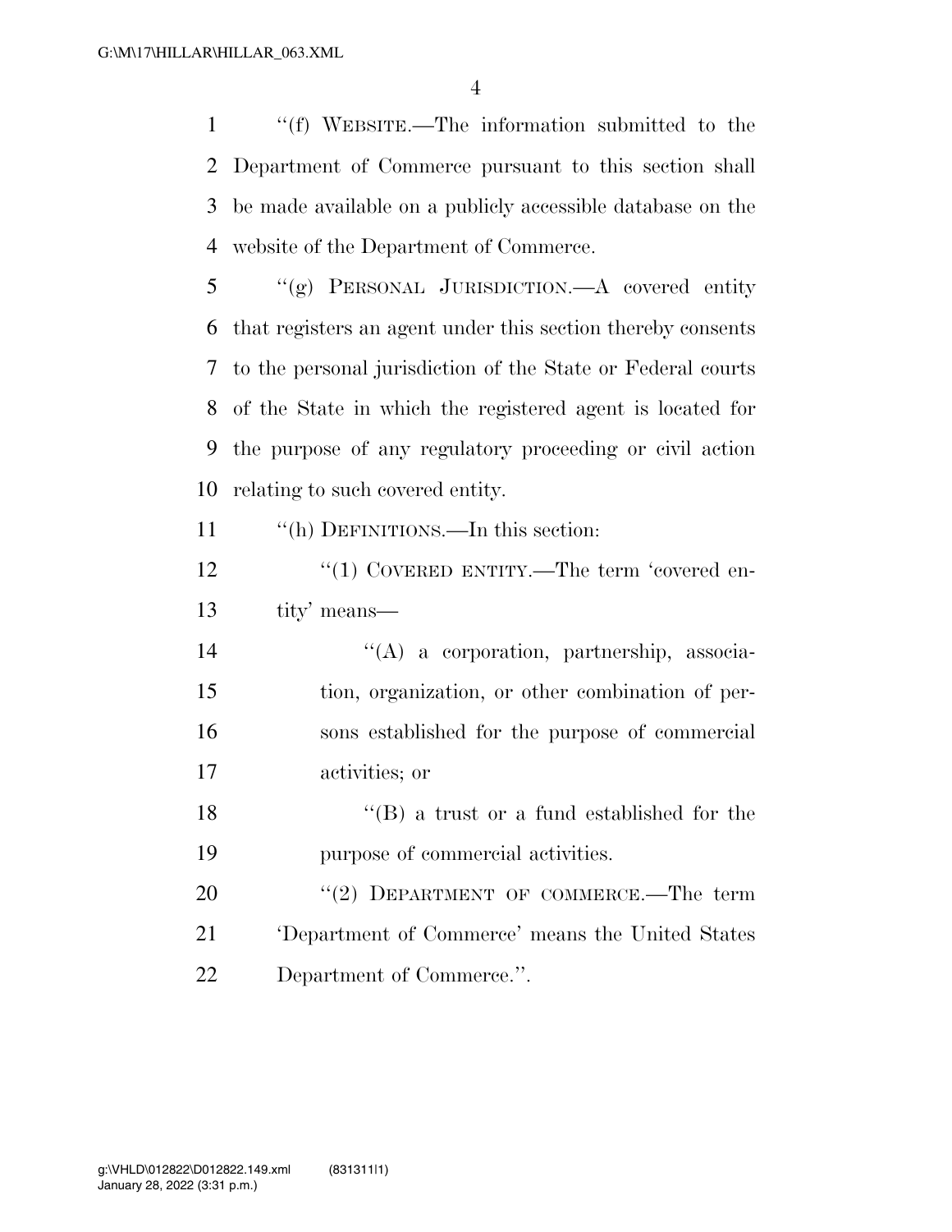"(f) WEBSITE.—The information submitted to the Department of Commerce pursuant to this section shall be made available on a publicly accessible database on the website of the Department of Commerce.

"(g) PERSONAL JURISDICTION.—A covered entity that registers an agent under this section thereby consents to the personal jurisdiction of the State or Federal courts of the State in which the registered agent is located for the purpose of any regulatory proceeding or civil action relating to such covered entity.

"(h) DEFINITIONS.—In this section:

"(1) COVERED ENTITY.—The term 'covered entity' means—

"(A) a corporation, partnership, association, organization, or other combination of persons established for the purpose of commercial activities; or

"(B) a trust or a fund established for the purpose of commercial activities.

"(2) DEPARTMENT OF COMMERCE.—The term 'Department of Commerce' means the United States Department of Commerce.".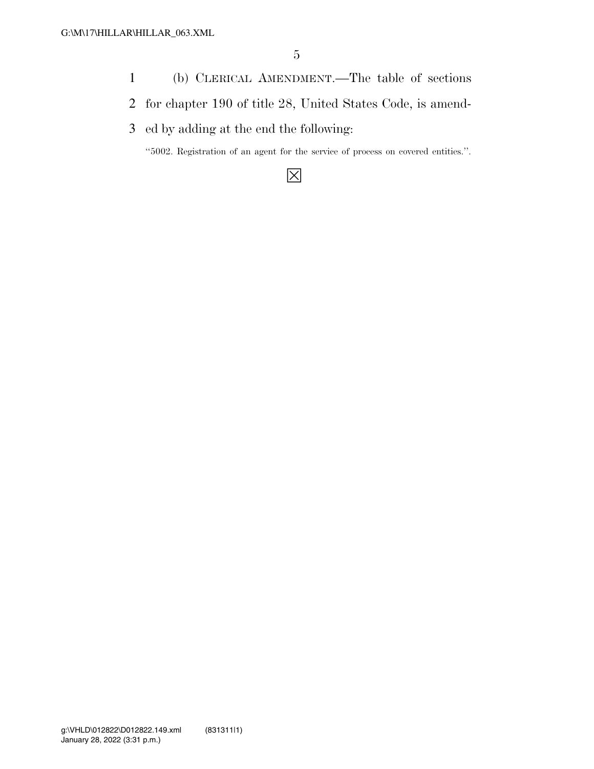(b) CLERICAL AMENDMENT.—The table of sections for chapter 190 of title 28, United States Code, is amended by adding at the end the following:

"5002. Registration of an agent for the service of process on covered entities.".